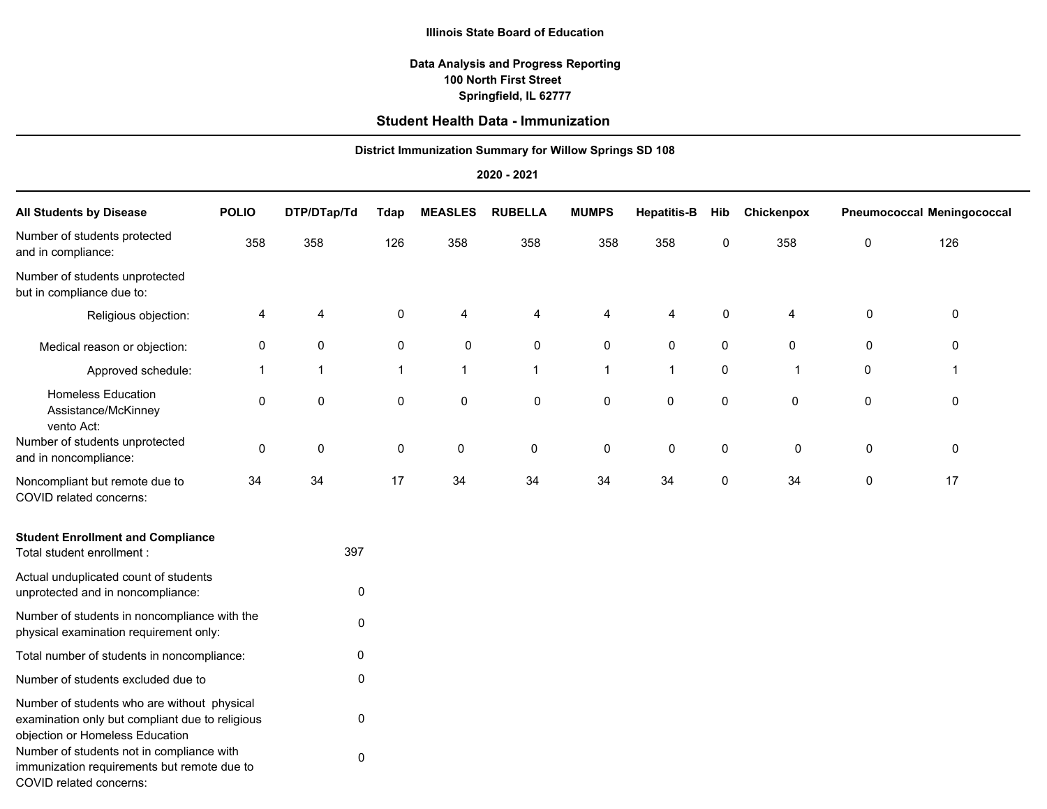**Illinois State Board of Education**

**Data Analysis and Progress Reporting**
**100 North First Street**
**Springfield, IL 62777**

## Student Health Data - Immunization

**District Immunization Summary for Willow Springs SD 108**

**2020 - 2021**

| All Students by Disease | POLIO | DTP/DTap/Td | Tdap | MEASLES | RUBELLA | MUMPS | Hepatitis-B | Hib | Chickenpox | Pneumococcal | Meningococcal |
|---|---|---|---|---|---|---|---|---|---|---|---|
| Number of students protected and in compliance: | 358 | 358 | 126 | 358 | 358 | 358 | 358 | 0 | 358 | 0 | 126 |
| Number of students unprotected but in compliance due to: | | | | | | | | | | | |
| Religious objection: | 4 | 4 | 0 | 4 | 4 | 4 | 4 | 0 | 4 | 0 | 0 |
| Medical reason or objection: | 0 | 0 | 0 | 0 | 0 | 0 | 0 | 0 | 0 | 0 | 0 |
| Approved schedule: | 1 | 1 | 1 | 1 | 1 | 1 | 1 | 0 | 1 | 0 | 1 |
| Homeless Education Assistance/McKinney vento Act: | 0 | 0 | 0 | 0 | 0 | 0 | 0 | 0 | 0 | 0 | 0 |
| Number of students unprotected and in noncompliance: | 0 | 0 | 0 | 0 | 0 | 0 | 0 | 0 | 0 | 0 | 0 |
| Noncompliant but remote due to COVID related concerns: | 34 | 34 | 17 | 34 | 34 | 34 | 34 | 0 | 34 | 0 | 17 |

**Student Enrollment and Compliance**

| | |
|---|---|
| Total student enrollment : | 397 |
| Actual unduplicated count of students unprotected and in noncompliance: | 0 |
| Number of students in noncompliance with the physical examination requirement only: | 0 |
| Total number of students in noncompliance: | 0 |
| Number of students excluded due to | 0 |
| Number of students who are without physical examination only but compliant due to religious objection or Homeless Education | 0 |
| Number of students not in compliance with immunization requirements but remote due to COVID related concerns: | 0 |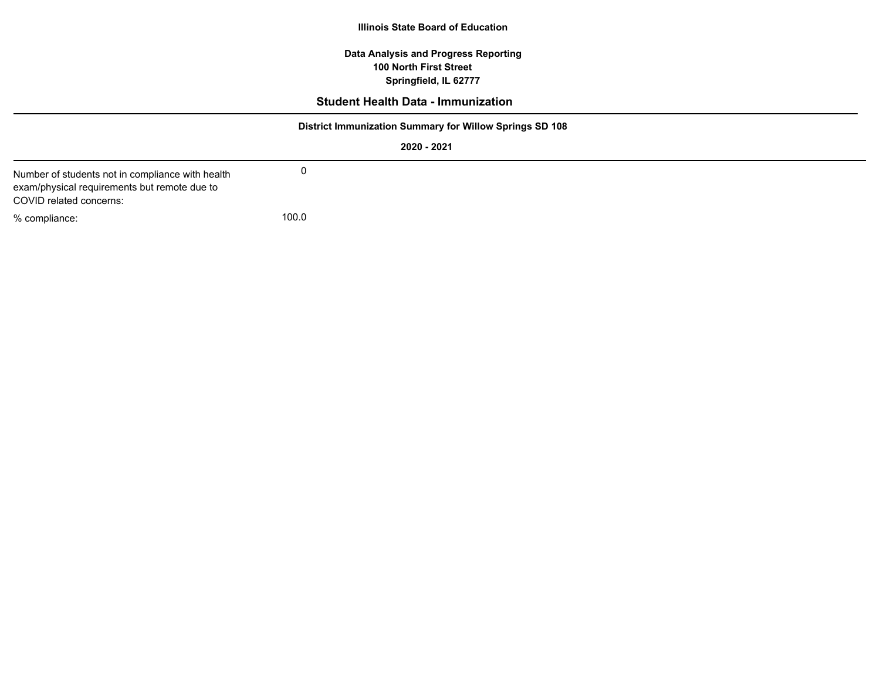**Illinois State Board of Education**

**Data Analysis and Progress Reporting**
**100 North First Street**
**Springfield, IL 62777**

## Student Health Data - Immunization

**District Immunization Summary for Willow Springs SD 108**

**2020 - 2021**

| | |
|---|---|
| Number of students not in compliance with health exam/physical requirements but remote due to COVID related concerns: | 0 |
| % compliance: | 100.0 |